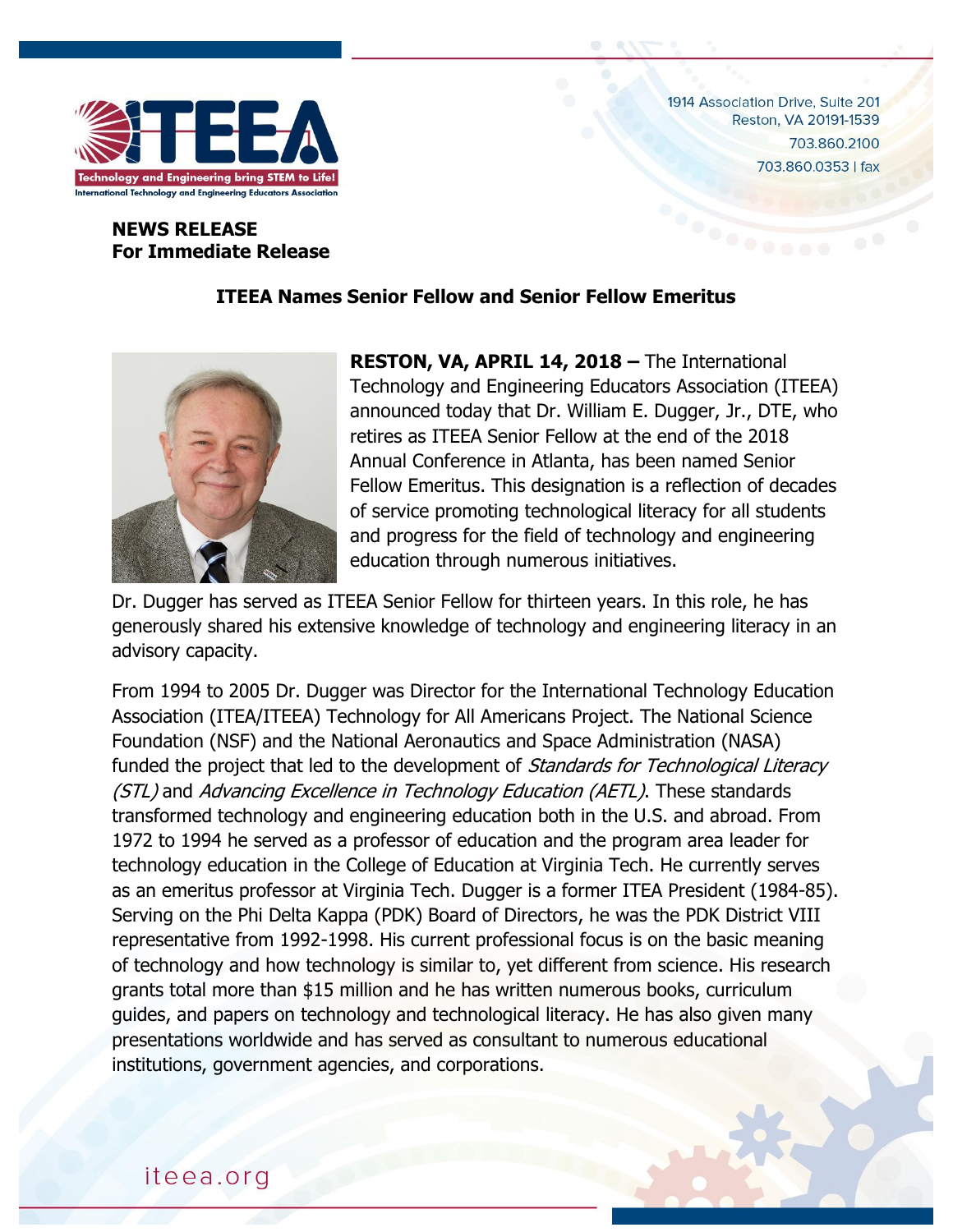1914 Association Drive, Suite 201
Reston, VA 20191-1539
703.860.2100
703.860.0353 | fax

**NEWS RELEASE**
**For Immediate Release**

## ITEEA Names Senior Fellow and Senior Fellow Emeritus

**RESTON, VA, APRIL 14, 2018 –** The International Technology and Engineering Educators Association (ITEEA) announced today that Dr. William E. Dugger, Jr., DTE, who retires as ITEEA Senior Fellow at the end of the 2018 Annual Conference in Atlanta, has been named Senior Fellow Emeritus. This designation is a reflection of decades of service promoting technological literacy for all students and progress for the field of technology and engineering education through numerous initiatives.

Dr. Dugger has served as ITEEA Senior Fellow for thirteen years. In this role, he has generously shared his extensive knowledge of technology and engineering literacy in an advisory capacity.

From 1994 to 2005 Dr. Dugger was Director for the International Technology Education Association (ITEA/ITEEA) Technology for All Americans Project. The National Science Foundation (NSF) and the National Aeronautics and Space Administration (NASA) funded the project that led to the development of *Standards for Technological Literacy (STL)* and *Advancing Excellence in Technology Education (AETL)*. These standards transformed technology and engineering education both in the U.S. and abroad. From 1972 to 1994 he served as a professor of education and the program area leader for technology education in the College of Education at Virginia Tech. He currently serves as an emeritus professor at Virginia Tech. Dugger is a former ITEA President (1984-85). Serving on the Phi Delta Kappa (PDK) Board of Directors, he was the PDK District VIII representative from 1992-1998. His current professional focus is on the basic meaning of technology and how technology is similar to, yet different from science. His research grants total more than $15 million and he has written numerous books, curriculum guides, and papers on technology and technological literacy. He has also given many presentations worldwide and has served as consultant to numerous educational institutions, government agencies, and corporations.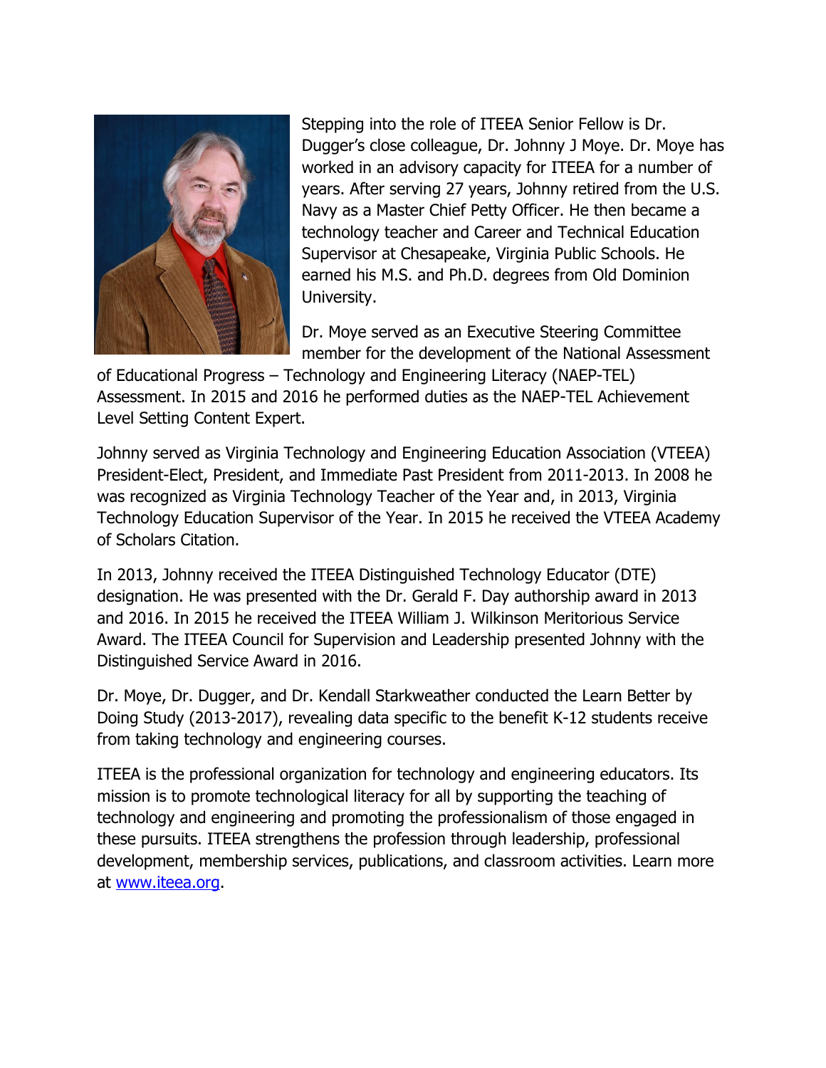Stepping into the role of ITEEA Senior Fellow is Dr. Dugger's close colleague, Dr. Johnny J Moye. Dr. Moye has worked in an advisory capacity for ITEEA for a number of years. After serving 27 years, Johnny retired from the U.S. Navy as a Master Chief Petty Officer. He then became a technology teacher and Career and Technical Education Supervisor at Chesapeake, Virginia Public Schools. He earned his M.S. and Ph.D. degrees from Old Dominion University.

Dr. Moye served as an Executive Steering Committee member for the development of the National Assessment of Educational Progress – Technology and Engineering Literacy (NAEP-TEL) Assessment. In 2015 and 2016 he performed duties as the NAEP-TEL Achievement Level Setting Content Expert.

Johnny served as Virginia Technology and Engineering Education Association (VTEEA) President-Elect, President, and Immediate Past President from 2011-2013. In 2008 he was recognized as Virginia Technology Teacher of the Year and, in 2013, Virginia Technology Education Supervisor of the Year. In 2015 he received the VTEEA Academy of Scholars Citation.

In 2013, Johnny received the ITEEA Distinguished Technology Educator (DTE) designation. He was presented with the Dr. Gerald F. Day authorship award in 2013 and 2016. In 2015 he received the ITEEA William J. Wilkinson Meritorious Service Award. The ITEEA Council for Supervision and Leadership presented Johnny with the Distinguished Service Award in 2016.

Dr. Moye, Dr. Dugger, and Dr. Kendall Starkweather conducted the Learn Better by Doing Study (2013-2017), revealing data specific to the benefit K-12 students receive from taking technology and engineering courses.

ITEEA is the professional organization for technology and engineering educators. Its mission is to promote technological literacy for all by supporting the teaching of technology and engineering and promoting the professionalism of those engaged in these pursuits. ITEEA strengthens the profession through leadership, professional development, membership services, publications, and classroom activities. Learn more at [www.iteea.org](http://www.iteea.org).